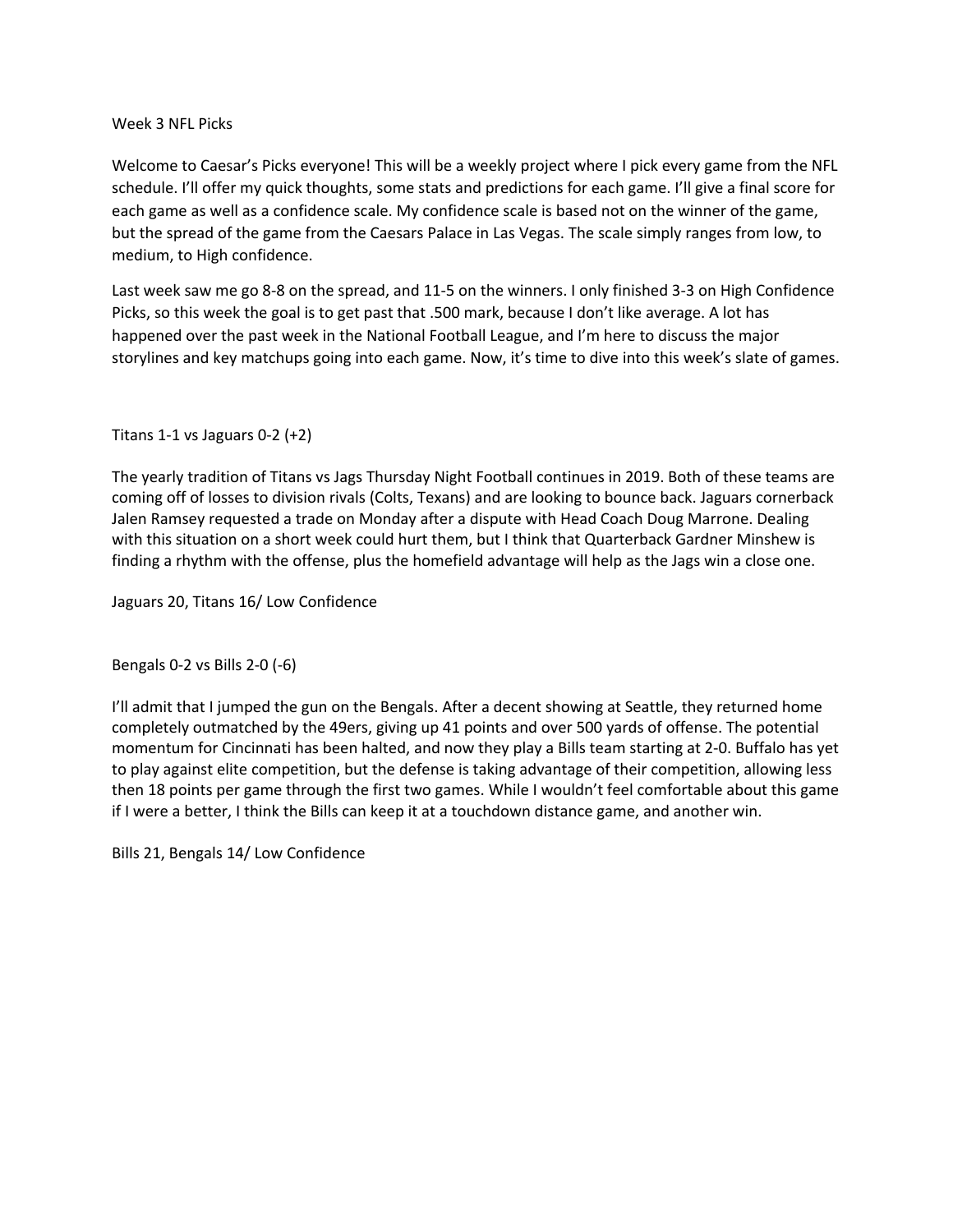# Week 3 NFL Picks

Welcome to Caesar's Picks everyone! This will be a weekly project where I pick every game from the NFL schedule. I'll offer my quick thoughts, some stats and predictions for each game. I'll give a final score for each game as well as a confidence scale. My confidence scale is based not on the winner of the game, but the spread of the game from the Caesars Palace in Las Vegas. The scale simply ranges from low, to medium, to High confidence.

Last week saw me go 8-8 on the spread, and 11-5 on the winners. I only finished 3-3 on High Confidence Picks, so this week the goal is to get past that .500 mark, because I don't like average. A lot has happened over the past week in the National Football League, and I'm here to discuss the major storylines and key matchups going into each game. Now, it's time to dive into this week's slate of games.

## Titans 1-1 vs Jaguars 0-2 (+2)

The yearly tradition of Titans vs Jags Thursday Night Football continues in 2019. Both of these teams are coming off of losses to division rivals (Colts, Texans) and are looking to bounce back. Jaguars cornerback Jalen Ramsey requested a trade on Monday after a dispute with Head Coach Doug Marrone. Dealing with this situation on a short week could hurt them, but I think that Quarterback Gardner Minshew is finding a rhythm with the offense, plus the homefield advantage will help as the Jags win a close one.

Jaguars 20, Titans 16/ Low Confidence

## Bengals 0-2 vs Bills 2-0 (-6)

I'll admit that I jumped the gun on the Bengals. After a decent showing at Seattle, they returned home completely outmatched by the 49ers, giving up 41 points and over 500 yards of offense. The potential momentum for Cincinnati has been halted, and now they play a Bills team starting at 2-0. Buffalo has yet to play against elite competition, but the defense is taking advantage of their competition, allowing less then 18 points per game through the first two games. While I wouldn't feel comfortable about this game if I were a better, I think the Bills can keep it at a touchdown distance game, and another win.

Bills 21, Bengals 14/ Low Confidence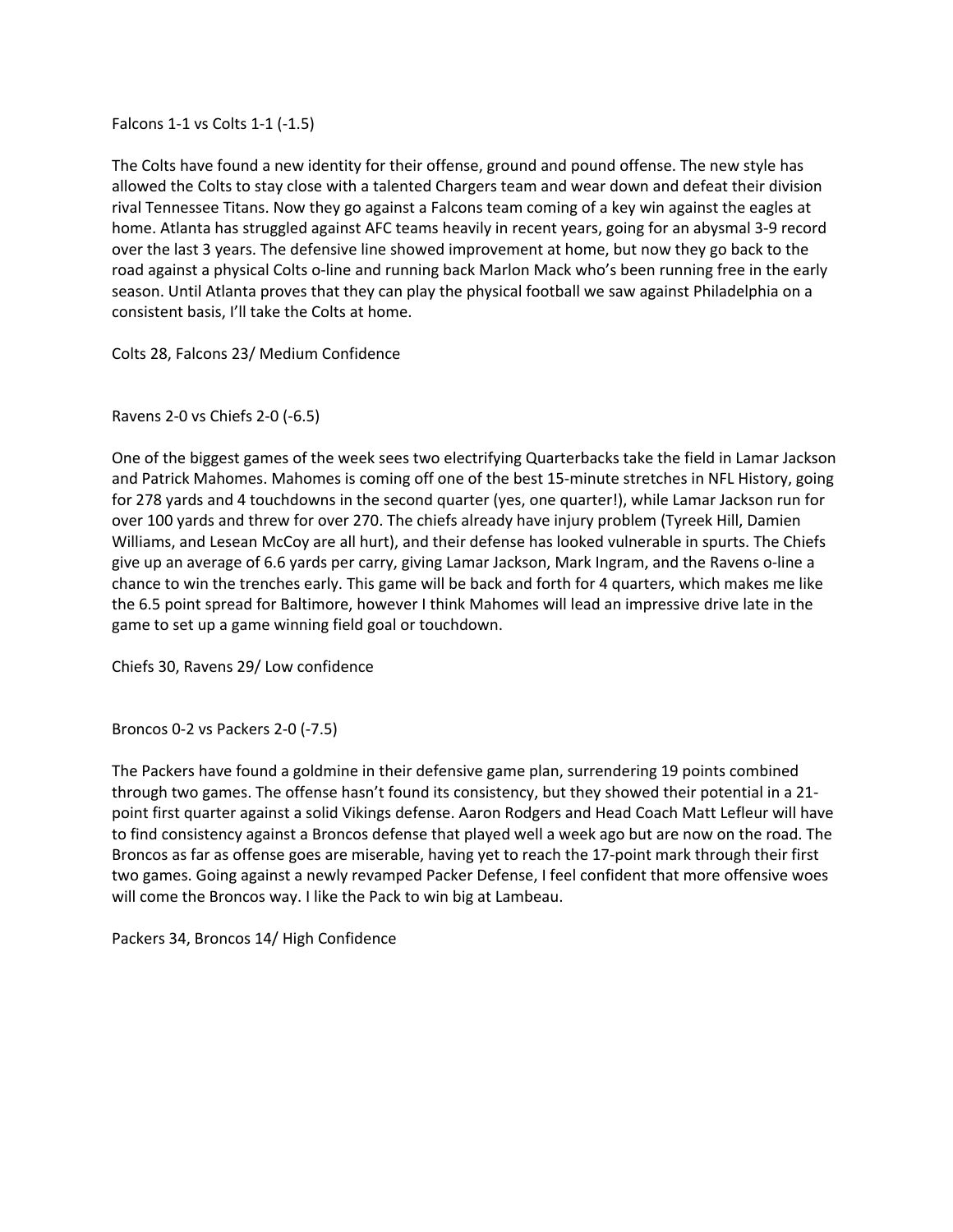Falcons 1-1 vs Colts 1-1 (-1.5)

The Colts have found a new identity for their offense, ground and pound offense. The new style has allowed the Colts to stay close with a talented Chargers team and wear down and defeat their division rival Tennessee Titans. Now they go against a Falcons team coming of a key win against the eagles at home. Atlanta has struggled against AFC teams heavily in recent years, going for an abysmal 3-9 record over the last 3 years. The defensive line showed improvement at home, but now they go back to the road against a physical Colts o-line and running back Marlon Mack who's been running free in the early season. Until Atlanta proves that they can play the physical football we saw against Philadelphia on a consistent basis, I'll take the Colts at home.

Colts 28, Falcons 23/ Medium Confidence

Ravens 2-0 vs Chiefs 2-0 (-6.5)

One of the biggest games of the week sees two electrifying Quarterbacks take the field in Lamar Jackson and Patrick Mahomes. Mahomes is coming off one of the best 15-minute stretches in NFL History, going for 278 yards and 4 touchdowns in the second quarter (yes, one quarter!), while Lamar Jackson run for over 100 yards and threw for over 270. The chiefs already have injury problem (Tyreek Hill, Damien Williams, and Lesean McCoy are all hurt), and their defense has looked vulnerable in spurts. The Chiefs give up an average of 6.6 yards per carry, giving Lamar Jackson, Mark Ingram, and the Ravens o-line a chance to win the trenches early. This game will be back and forth for 4 quarters, which makes me like the 6.5 point spread for Baltimore, however I think Mahomes will lead an impressive drive late in the game to set up a game winning field goal or touchdown.

Chiefs 30, Ravens 29/ Low confidence

Broncos 0-2 vs Packers 2-0 (-7.5)

The Packers have found a goldmine in their defensive game plan, surrendering 19 points combined through two games. The offense hasn't found its consistency, but they showed their potential in a 21-point first quarter against a solid Vikings defense. Aaron Rodgers and Head Coach Matt Lefleur will have to find consistency against a Broncos defense that played well a week ago but are now on the road. The Broncos as far as offense goes are miserable, having yet to reach the 17-point mark through their first two games. Going against a newly revamped Packer Defense, I feel confident that more offensive woes will come the Broncos way. I like the Pack to win big at Lambeau.

Packers 34, Broncos 14/ High Confidence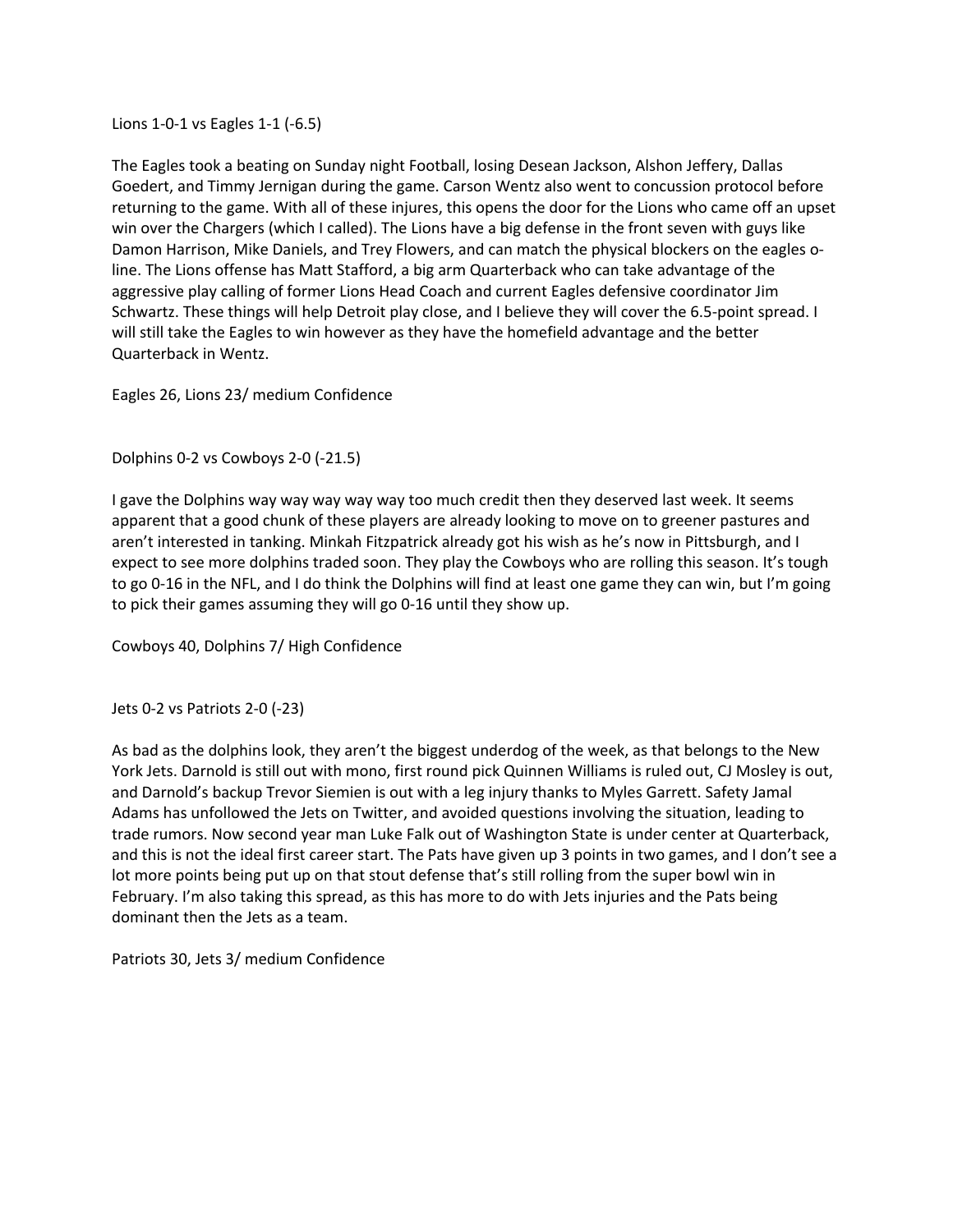Lions 1-0-1 vs Eagles 1-1 (-6.5)

The Eagles took a beating on Sunday night Football, losing Desean Jackson, Alshon Jeffery, Dallas Goedert, and Timmy Jernigan during the game. Carson Wentz also went to concussion protocol before returning to the game. With all of these injures, this opens the door for the Lions who came off an upset win over the Chargers (which I called). The Lions have a big defense in the front seven with guys like Damon Harrison, Mike Daniels, and Trey Flowers, and can match the physical blockers on the eagles o-line. The Lions offense has Matt Stafford, a big arm Quarterback who can take advantage of the aggressive play calling of former Lions Head Coach and current Eagles defensive coordinator Jim Schwartz. These things will help Detroit play close, and I believe they will cover the 6.5-point spread. I will still take the Eagles to win however as they have the homefield advantage and the better Quarterback in Wentz.

Eagles 26, Lions 23/ medium Confidence

Dolphins 0-2 vs Cowboys 2-0 (-21.5)

I gave the Dolphins way way way way way too much credit then they deserved last week. It seems apparent that a good chunk of these players are already looking to move on to greener pastures and aren't interested in tanking. Minkah Fitzpatrick already got his wish as he's now in Pittsburgh, and I expect to see more dolphins traded soon. They play the Cowboys who are rolling this season. It's tough to go 0-16 in the NFL, and I do think the Dolphins will find at least one game they can win, but I'm going to pick their games assuming they will go 0-16 until they show up.

Cowboys 40, Dolphins 7/ High Confidence

Jets 0-2 vs Patriots 2-0 (-23)

As bad as the dolphins look, they aren't the biggest underdog of the week, as that belongs to the New York Jets. Darnold is still out with mono, first round pick Quinnen Williams is ruled out, CJ Mosley is out, and Darnold's backup Trevor Siemien is out with a leg injury thanks to Myles Garrett. Safety Jamal Adams has unfollowed the Jets on Twitter, and avoided questions involving the situation, leading to trade rumors. Now second year man Luke Falk out of Washington State is under center at Quarterback, and this is not the ideal first career start. The Pats have given up 3 points in two games, and I don't see a lot more points being put up on that stout defense that's still rolling from the super bowl win in February. I'm also taking this spread, as this has more to do with Jets injuries and the Pats being dominant then the Jets as a team.

Patriots 30, Jets 3/ medium Confidence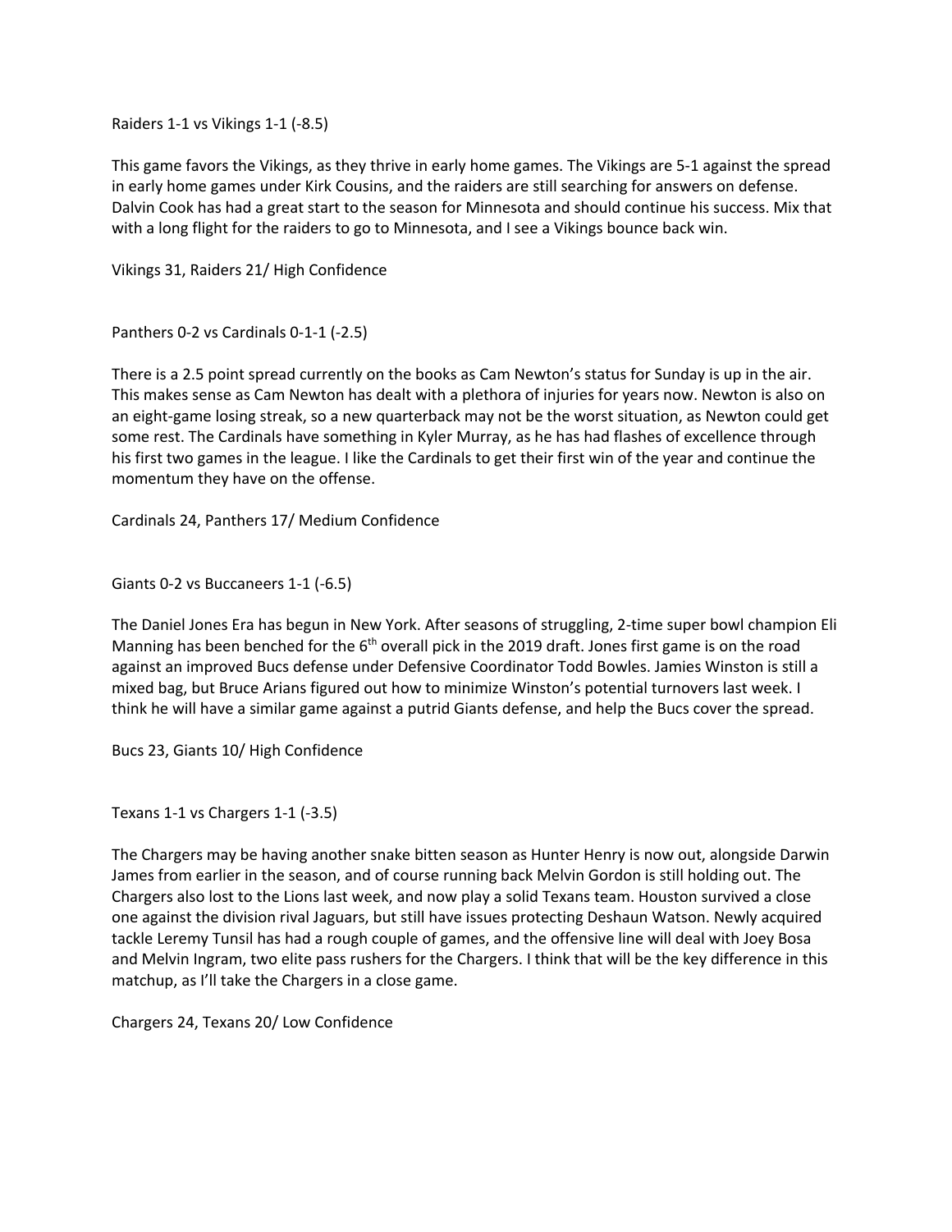Raiders 1-1 vs Vikings 1-1 (-8.5)

This game favors the Vikings, as they thrive in early home games. The Vikings are 5-1 against the spread in early home games under Kirk Cousins, and the raiders are still searching for answers on defense. Dalvin Cook has had a great start to the season for Minnesota and should continue his success. Mix that with a long flight for the raiders to go to Minnesota, and I see a Vikings bounce back win.

Vikings 31, Raiders 21/ High Confidence

Panthers 0-2 vs Cardinals 0-1-1 (-2.5)

There is a 2.5 point spread currently on the books as Cam Newton's status for Sunday is up in the air. This makes sense as Cam Newton has dealt with a plethora of injuries for years now. Newton is also on an eight-game losing streak, so a new quarterback may not be the worst situation, as Newton could get some rest. The Cardinals have something in Kyler Murray, as he has had flashes of excellence through his first two games in the league. I like the Cardinals to get their first win of the year and continue the momentum they have on the offense.

Cardinals 24, Panthers 17/ Medium Confidence

Giants 0-2 vs Buccaneers 1-1 (-6.5)

The Daniel Jones Era has begun in New York. After seasons of struggling, 2-time super bowl champion Eli Manning has been benched for the 6th overall pick in the 2019 draft. Jones first game is on the road against an improved Bucs defense under Defensive Coordinator Todd Bowles. Jamies Winston is still a mixed bag, but Bruce Arians figured out how to minimize Winston's potential turnovers last week. I think he will have a similar game against a putrid Giants defense, and help the Bucs cover the spread.

Bucs 23, Giants 10/ High Confidence

Texans 1-1 vs Chargers 1-1 (-3.5)

The Chargers may be having another snake bitten season as Hunter Henry is now out, alongside Darwin James from earlier in the season, and of course running back Melvin Gordon is still holding out. The Chargers also lost to the Lions last week, and now play a solid Texans team. Houston survived a close one against the division rival Jaguars, but still have issues protecting Deshaun Watson. Newly acquired tackle Leremy Tunsil has had a rough couple of games, and the offensive line will deal with Joey Bosa and Melvin Ingram, two elite pass rushers for the Chargers. I think that will be the key difference in this matchup, as I'll take the Chargers in a close game.

Chargers 24, Texans 20/ Low Confidence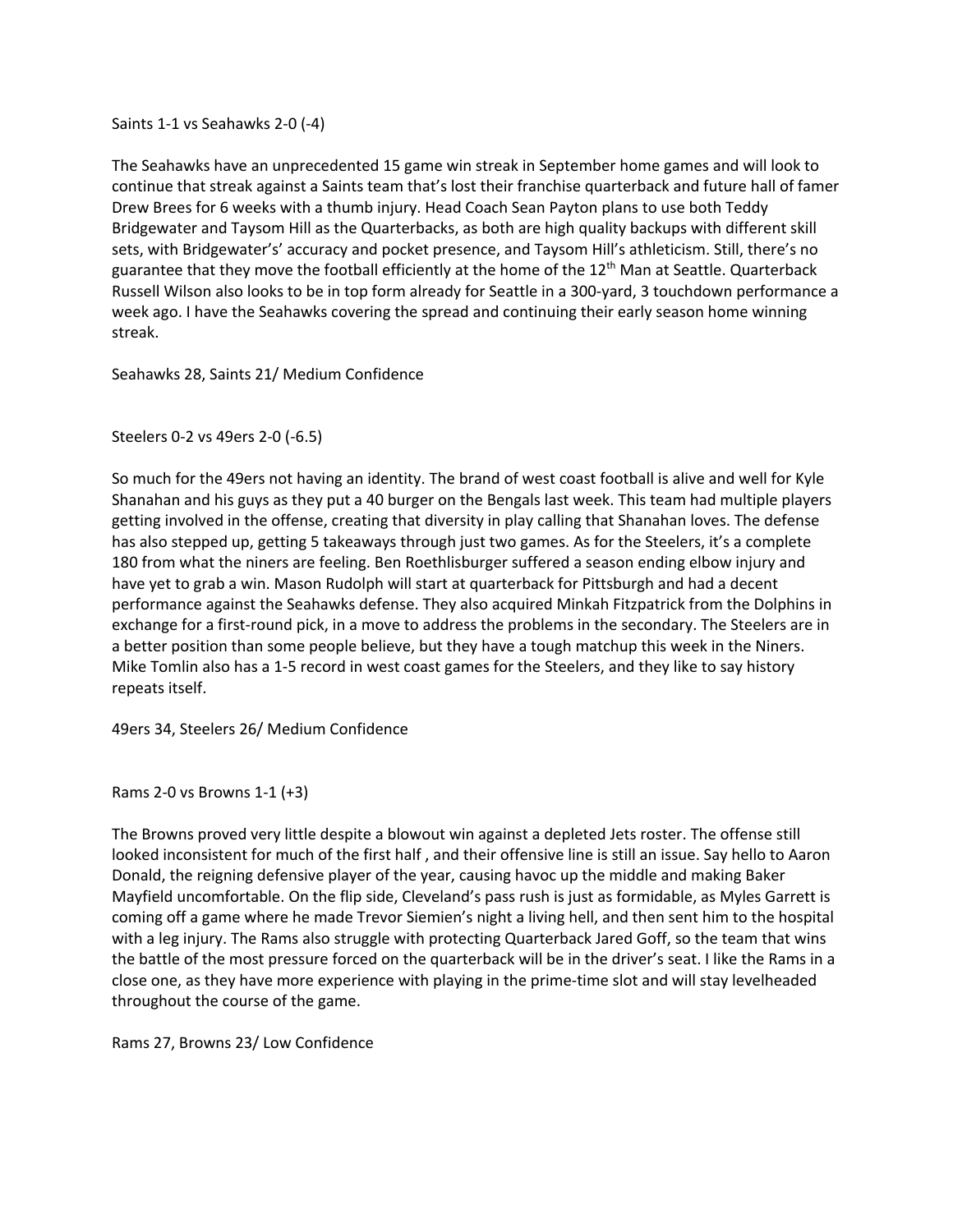Saints 1-1 vs Seahawks 2-0 (-4)

The Seahawks have an unprecedented 15 game win streak in September home games and will look to continue that streak against a Saints team that's lost their franchise quarterback and future hall of famer Drew Brees for 6 weeks with a thumb injury. Head Coach Sean Payton plans to use both Teddy Bridgewater and Taysom Hill as the Quarterbacks, as both are high quality backups with different skill sets, with Bridgewater's' accuracy and pocket presence, and Taysom Hill's athleticism. Still, there's no guarantee that they move the football efficiently at the home of the 12th Man at Seattle. Quarterback Russell Wilson also looks to be in top form already for Seattle in a 300-yard, 3 touchdown performance a week ago. I have the Seahawks covering the spread and continuing their early season home winning streak.

Seahawks 28, Saints 21/ Medium Confidence

Steelers 0-2 vs 49ers 2-0 (-6.5)

So much for the 49ers not having an identity. The brand of west coast football is alive and well for Kyle Shanahan and his guys as they put a 40 burger on the Bengals last week. This team had multiple players getting involved in the offense, creating that diversity in play calling that Shanahan loves. The defense has also stepped up, getting 5 takeaways through just two games. As for the Steelers, it's a complete 180 from what the niners are feeling. Ben Roethlisburger suffered a season ending elbow injury and have yet to grab a win. Mason Rudolph will start at quarterback for Pittsburgh and had a decent performance against the Seahawks defense. They also acquired Minkah Fitzpatrick from the Dolphins in exchange for a first-round pick, in a move to address the problems in the secondary. The Steelers are in a better position than some people believe, but they have a tough matchup this week in the Niners. Mike Tomlin also has a 1-5 record in west coast games for the Steelers, and they like to say history repeats itself.

49ers 34, Steelers 26/ Medium Confidence

Rams 2-0 vs Browns 1-1 (+3)

The Browns proved very little despite a blowout win against a depleted Jets roster. The offense still looked inconsistent for much of the first half , and their offensive line is still an issue. Say hello to Aaron Donald, the reigning defensive player of the year, causing havoc up the middle and making Baker Mayfield uncomfortable. On the flip side, Cleveland's pass rush is just as formidable, as Myles Garrett is coming off a game where he made Trevor Siemien's night a living hell, and then sent him to the hospital with a leg injury. The Rams also struggle with protecting Quarterback Jared Goff, so the team that wins the battle of the most pressure forced on the quarterback will be in the driver's seat. I like the Rams in a close one, as they have more experience with playing in the prime-time slot and will stay levelheaded throughout the course of the game.

Rams 27, Browns 23/ Low Confidence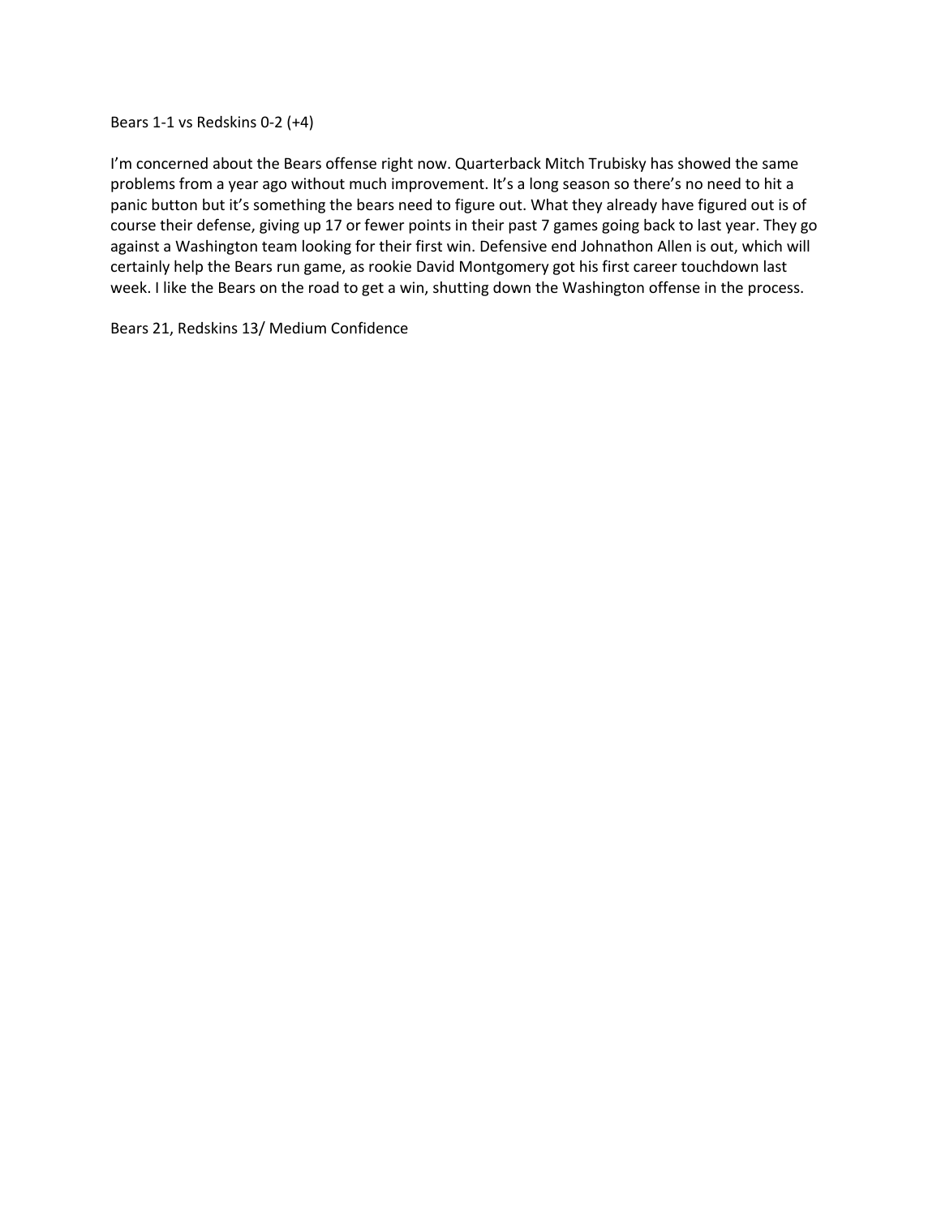Bears 1-1 vs Redskins 0-2 (+4)

I'm concerned about the Bears offense right now. Quarterback Mitch Trubisky has showed the same problems from a year ago without much improvement. It's a long season so there's no need to hit a panic button but it's something the bears need to figure out. What they already have figured out is of course their defense, giving up 17 or fewer points in their past 7 games going back to last year. They go against a Washington team looking for their first win. Defensive end Johnathon Allen is out, which will certainly help the Bears run game, as rookie David Montgomery got his first career touchdown last week. I like the Bears on the road to get a win, shutting down the Washington offense in the process.

Bears 21, Redskins 13/ Medium Confidence